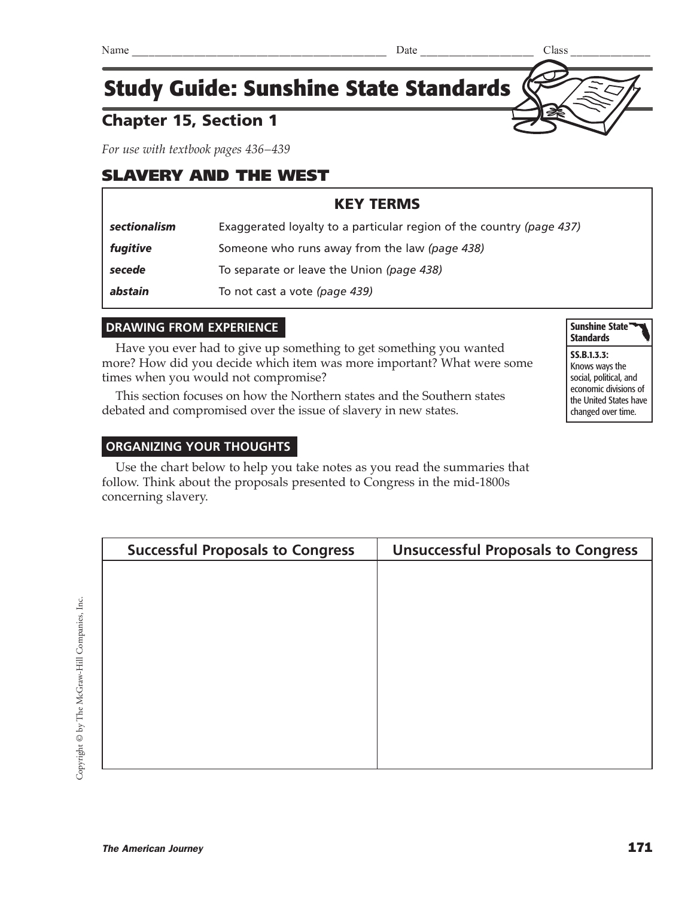Name ________________________________________ Date ____________________ Class ______________

# Study Guide: Sunshine State Standards

## Chapter 15, Section 1

*For use with textbook pages 436–439*

## SLAVERY AND THE WEST

| KEY TERMS | |
|---|---|
| ***sectionalism*** | Exaggerated loyalty to a particular region of the country *(page 437)* |
| ***fugitive*** | Someone who runs away from the law *(page 438)* |
| ***secede*** | To separate or leave the Union *(page 438)* |
| ***abstain*** | To not cast a vote *(page 439)* |

### DRAWING FROM EXPERIENCE

Have you ever had to give up something to get something you wanted more? How did you decide which item was more important? What were some times when you would not compromise?

This section focuses on how the Northern states and the Southern states debated and compromised over the issue of slavery in new states.

**Sunshine State Standards**

**SS.B.1.3.3:** Knows ways the social, political, and economic divisions of the United States have changed over time.

### ORGANIZING YOUR THOUGHTS

Use the chart below to help you take notes as you read the summaries that follow. Think about the proposals presented to Congress in the mid-1800s concerning slavery.

| Successful Proposals to Congress | Unsuccessful Proposals to Congress |
|---|---|
| | |

Copyright © by The McGraw-Hill Companies, Inc.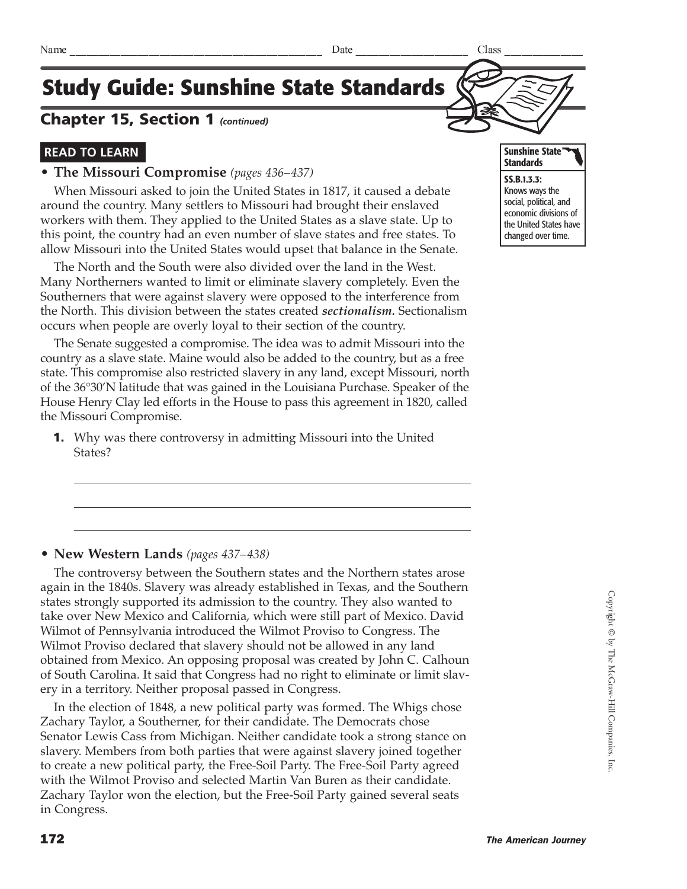Name ______________________________ Date ______________ Class ___________

# Study Guide: Sunshine State Standards

## Chapter 15, Section 1 *(continued)*

**Sunshine State Standards**

**SS.B.1.3.3:** Knows ways the social, political, and economic divisions of the United States have changed over time.

### READ TO LEARN

- **The Missouri Compromise** *(pages 436–437)*

When Missouri asked to join the United States in 1817, it caused a debate around the country. Many settlers to Missouri had brought their enslaved workers with them. They applied to the United States as a slave state. Up to this point, the country had an even number of slave states and free states. To allow Missouri into the United States would upset that balance in the Senate.

The North and the South were also divided over the land in the West. Many Northerners wanted to limit or eliminate slavery completely. Even the Southerners that were against slavery were opposed to the interference from the North. This division between the states created ***sectionalism.*** Sectionalism occurs when people are overly loyal to their section of the country.

The Senate suggested a compromise. The idea was to admit Missouri into the country as a slave state. Maine would also be added to the country, but as a free state. This compromise also restricted slavery in any land, except Missouri, north of the 36°30′N latitude that was gained in the Louisiana Purchase. Speaker of the House Henry Clay led efforts in the House to pass this agreement in 1820, called the Missouri Compromise.

**1.** Why was there controversy in admitting Missouri into the United States?

_______________________________________________

_______________________________________________

_______________________________________________

- **New Western Lands** *(pages 437–438)*

The controversy between the Southern states and the Northern states arose again in the 1840s. Slavery was already established in Texas, and the Southern states strongly supported its admission to the country. They also wanted to take over New Mexico and California, which were still part of Mexico. David Wilmot of Pennsylvania introduced the Wilmot Proviso to Congress. The Wilmot Proviso declared that slavery should not be allowed in any land obtained from Mexico. An opposing proposal was created by John C. Calhoun of South Carolina. It said that Congress had no right to eliminate or limit slavery in a territory. Neither proposal passed in Congress.

In the election of 1848, a new political party was formed. The Whigs chose Zachary Taylor, a Southerner, for their candidate. The Democrats chose Senator Lewis Cass from Michigan. Neither candidate took a strong stance on slavery. Members from both parties that were against slavery joined together to create a new political party, the Free-Soil Party. The Free-Soil Party agreed with the Wilmot Proviso and selected Martin Van Buren as their candidate. Zachary Taylor won the election, but the Free-Soil Party gained several seats in Congress.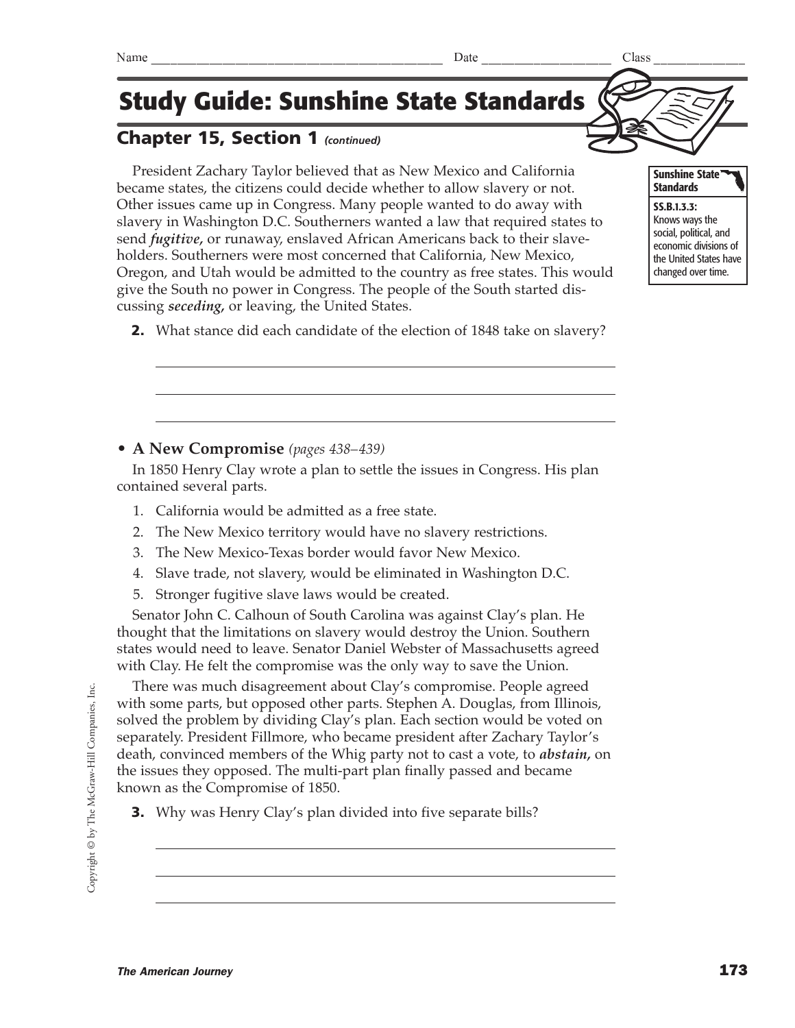Name ___________________________ Date _______________ Class ___________

# Study Guide: Sunshine State Standards

## Chapter 15, Section 1 *(continued)*

**Sunshine State Standards**

**SS.B.1.3.3:** Knows ways the social, political, and economic divisions of the United States have changed over time.

President Zachary Taylor believed that as New Mexico and California became states, the citizens could decide whether to allow slavery or not. Other issues came up in Congress. Many people wanted to do away with slavery in Washington D.C. Southerners wanted a law that required states to send ***fugitive,*** or runaway, enslaved African Americans back to their slaveholders. Southerners were most concerned that California, New Mexico, Oregon, and Utah would be admitted to the country as free states. This would give the South no power in Congress. The people of the South started discussing ***seceding,*** or leaving, the United States.

**2.** What stance did each candidate of the election of 1848 take on slavery?

_______________________________________________

_______________________________________________

_______________________________________________

- **A New Compromise** *(pages 438–439)*

In 1850 Henry Clay wrote a plan to settle the issues in Congress. His plan contained several parts.

1. California would be admitted as a free state.
2. The New Mexico territory would have no slavery restrictions.
3. The New Mexico-Texas border would favor New Mexico.
4. Slave trade, not slavery, would be eliminated in Washington D.C.
5. Stronger fugitive slave laws would be created.

Senator John C. Calhoun of South Carolina was against Clay's plan. He thought that the limitations on slavery would destroy the Union. Southern states would need to leave. Senator Daniel Webster of Massachusetts agreed with Clay. He felt the compromise was the only way to save the Union.

There was much disagreement about Clay's compromise. People agreed with some parts, but opposed other parts. Stephen A. Douglas, from Illinois, solved the problem by dividing Clay's plan. Each section would be voted on separately. President Fillmore, who became president after Zachary Taylor's death, convinced members of the Whig party not to cast a vote, to ***abstain,*** on the issues they opposed. The multi-part plan finally passed and became known as the Compromise of 1850.

**3.** Why was Henry Clay's plan divided into five separate bills?

_______________________________________________

_______________________________________________

_______________________________________________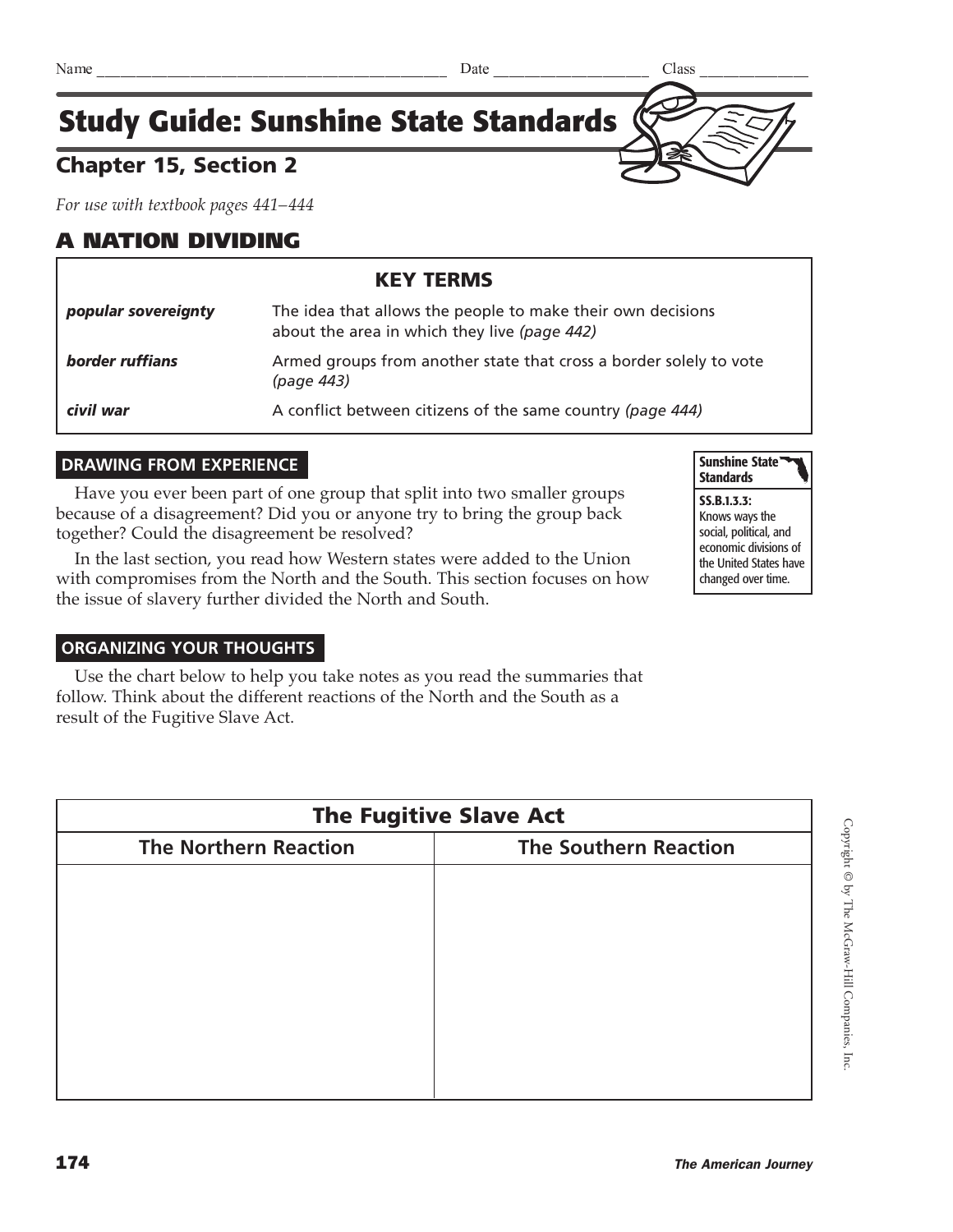Name ____________________________________________ Date ____________________ Class ______________

# Study Guide: Sunshine State Standards

## Chapter 15, Section 2

*For use with textbook pages 441–444*

## A NATION DIVIDING

| KEY TERMS | |
|---|---|
| ***popular sovereignty*** | The idea that allows the people to make their own decisions about the area in which they live *(page 442)* |
| ***border ruffians*** | Armed groups from another state that cross a border solely to vote *(page 443)* |
| ***civil war*** | A conflict between citizens of the same country *(page 444)* |

### DRAWING FROM EXPERIENCE

Have you ever been part of one group that split into two smaller groups because of a disagreement? Did you or anyone try to bring the group back together? Could the disagreement be resolved?

In the last section, you read how Western states were added to the Union with compromises from the North and the South. This section focuses on how the issue of slavery further divided the North and South.

**Sunshine State Standards**

**SS.B.1.3.3:** Knows ways the social, political, and economic divisions of the United States have changed over time.

### ORGANIZING YOUR THOUGHTS

Use the chart below to help you take notes as you read the summaries that follow. Think about the different reactions of the North and the South as a result of the Fugitive Slave Act.

| The Fugitive Slave Act | |
|---|---|
| **The Northern Reaction** | **The Southern Reaction** |
| | |

Copyright © by The McGraw-Hill Companies, Inc.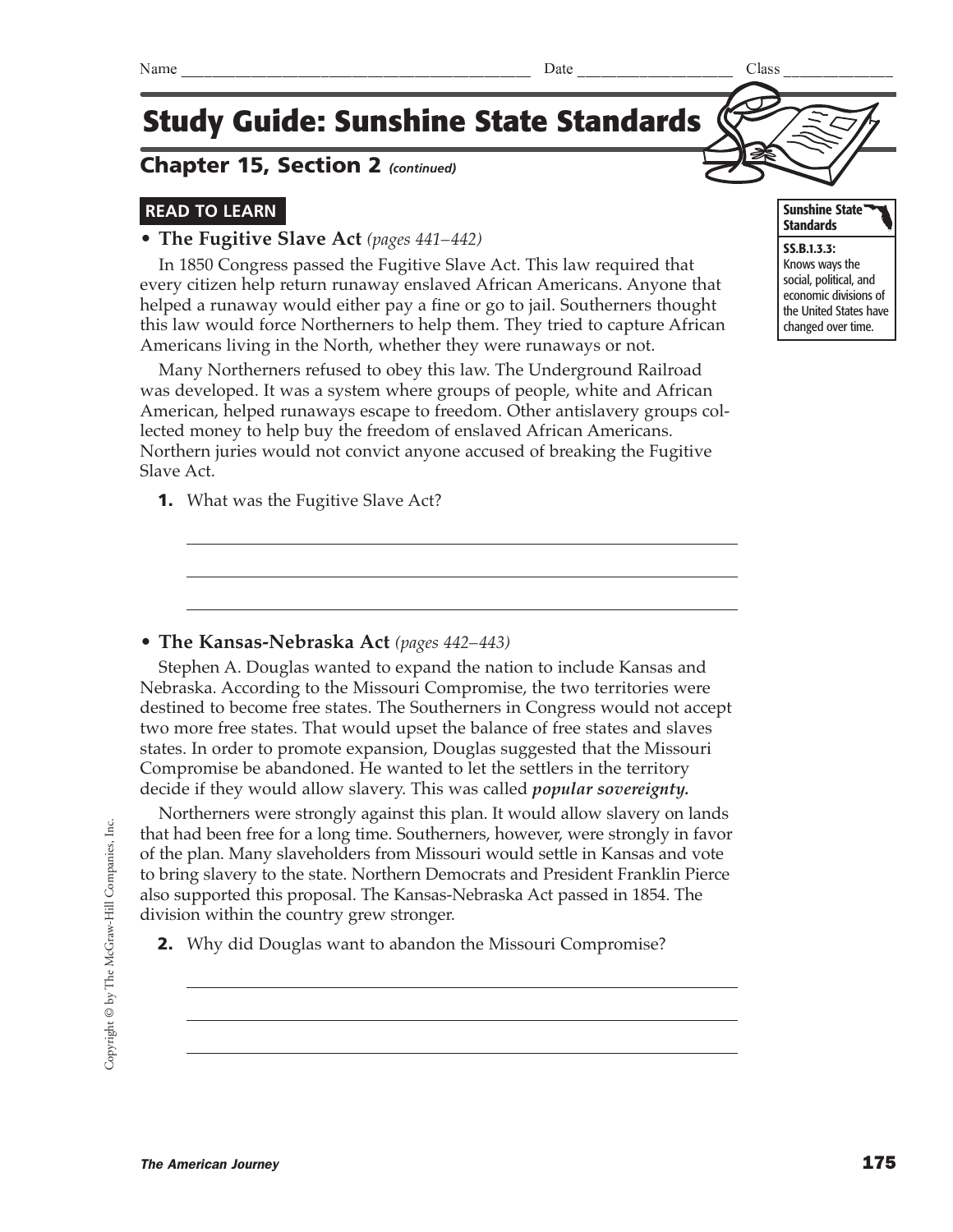Name ______________________________ Date ______________ Class __________

# Study Guide: Sunshine State Standards

## Chapter 15, Section 2 *(continued)*

**Sunshine State Standards**

**SS.B.1.3.3:** Knows ways the social, political, and economic divisions of the United States have changed over time.

### READ TO LEARN

- **The Fugitive Slave Act** *(pages 441–442)*

In 1850 Congress passed the Fugitive Slave Act. This law required that every citizen help return runaway enslaved African Americans. Anyone that helped a runaway would either pay a fine or go to jail. Southerners thought this law would force Northerners to help them. They tried to capture African Americans living in the North, whether they were runaways or not.

Many Northerners refused to obey this law. The Underground Railroad was developed. It was a system where groups of people, white and African American, helped runaways escape to freedom. Other antislavery groups collected money to help buy the freedom of enslaved African Americans. Northern juries would not convict anyone accused of breaking the Fugitive Slave Act.

**1.** What was the Fugitive Slave Act?

_______________________________________________

_______________________________________________

_______________________________________________

- **The Kansas-Nebraska Act** *(pages 442–443)*

Stephen A. Douglas wanted to expand the nation to include Kansas and Nebraska. According to the Missouri Compromise, the two territories were destined to become free states. The Southerners in Congress would not accept two more free states. That would upset the balance of free states and slaves states. In order to promote expansion, Douglas suggested that the Missouri Compromise be abandoned. He wanted to let the settlers in the territory decide if they would allow slavery. This was called ***popular sovereignty.***

Northerners were strongly against this plan. It would allow slavery on lands that had been free for a long time. Southerners, however, were strongly in favor of the plan. Many slaveholders from Missouri would settle in Kansas and vote to bring slavery to the state. Northern Democrats and President Franklin Pierce also supported this proposal. The Kansas-Nebraska Act passed in 1854. The division within the country grew stronger.

**2.** Why did Douglas want to abandon the Missouri Compromise?

_______________________________________________

_______________________________________________

_______________________________________________

Copyright © by The McGraw-Hill Companies, Inc.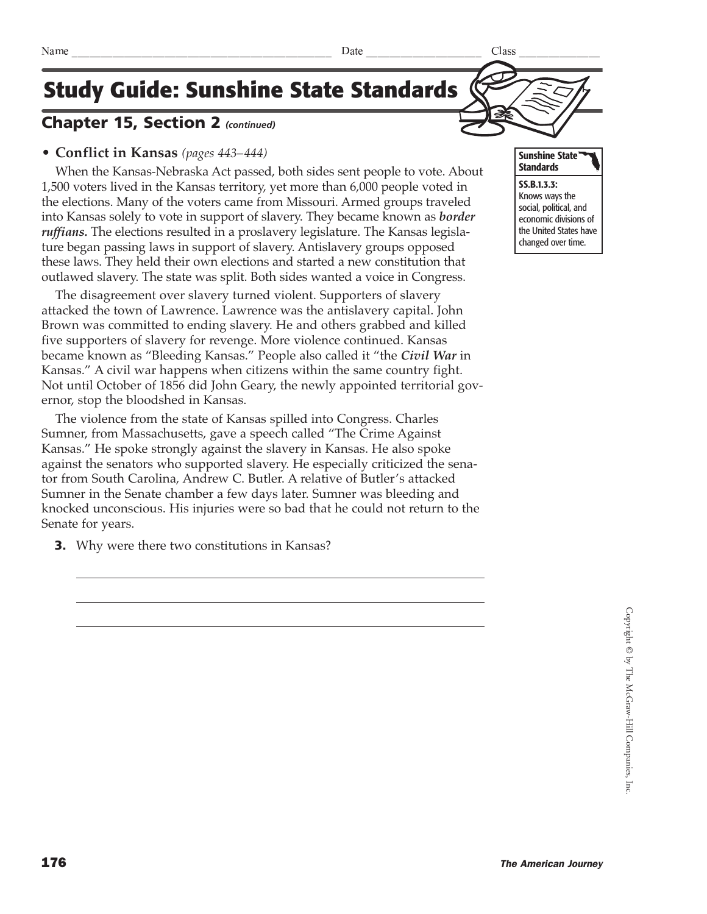Name _______________________________________________ Date ____________________ Class ______________

# Study Guide: Sunshine State Standards

## Chapter 15, Section 2 *(continued)*

- **Conflict in Kansas** *(pages 443–444)*

When the Kansas-Nebraska Act passed, both sides sent people to vote. About 1,500 voters lived in the Kansas territory, yet more than 6,000 people voted in the elections. Many of the voters came from Missouri. Armed groups traveled into Kansas solely to vote in support of slavery. They became known as ***border ruffians.*** The elections resulted in a proslavery legislature. The Kansas legislature began passing laws in support of slavery. Antislavery groups opposed these laws. They held their own elections and started a new constitution that outlawed slavery. The state was split. Both sides wanted a voice in Congress.

The disagreement over slavery turned violent. Supporters of slavery attacked the town of Lawrence. Lawrence was the antislavery capital. John Brown was committed to ending slavery. He and others grabbed and killed five supporters of slavery for revenge. More violence continued. Kansas became known as "Bleeding Kansas." People also called it "the ***Civil War*** in Kansas." A civil war happens when citizens within the same country fight. Not until October of 1856 did John Geary, the newly appointed territorial governor, stop the bloodshed in Kansas.

The violence from the state of Kansas spilled into Congress. Charles Sumner, from Massachusetts, gave a speech called "The Crime Against Kansas." He spoke strongly against the slavery in Kansas. He also spoke against the senators who supported slavery. He especially criticized the senator from South Carolina, Andrew C. Butler. A relative of Butler's attacked Sumner in the Senate chamber a few days later. Sumner was bleeding and knocked unconscious. His injuries were so bad that he could not return to the Senate for years.

**Sunshine State Standards**

**SS.B.1.3.3:** Knows ways the social, political, and economic divisions of the United States have changed over time.

**3.** Why were there two constitutions in Kansas?

_______________________________________________________________

_______________________________________________________________

_______________________________________________________________

Copyright © by The McGraw-Hill Companies, Inc.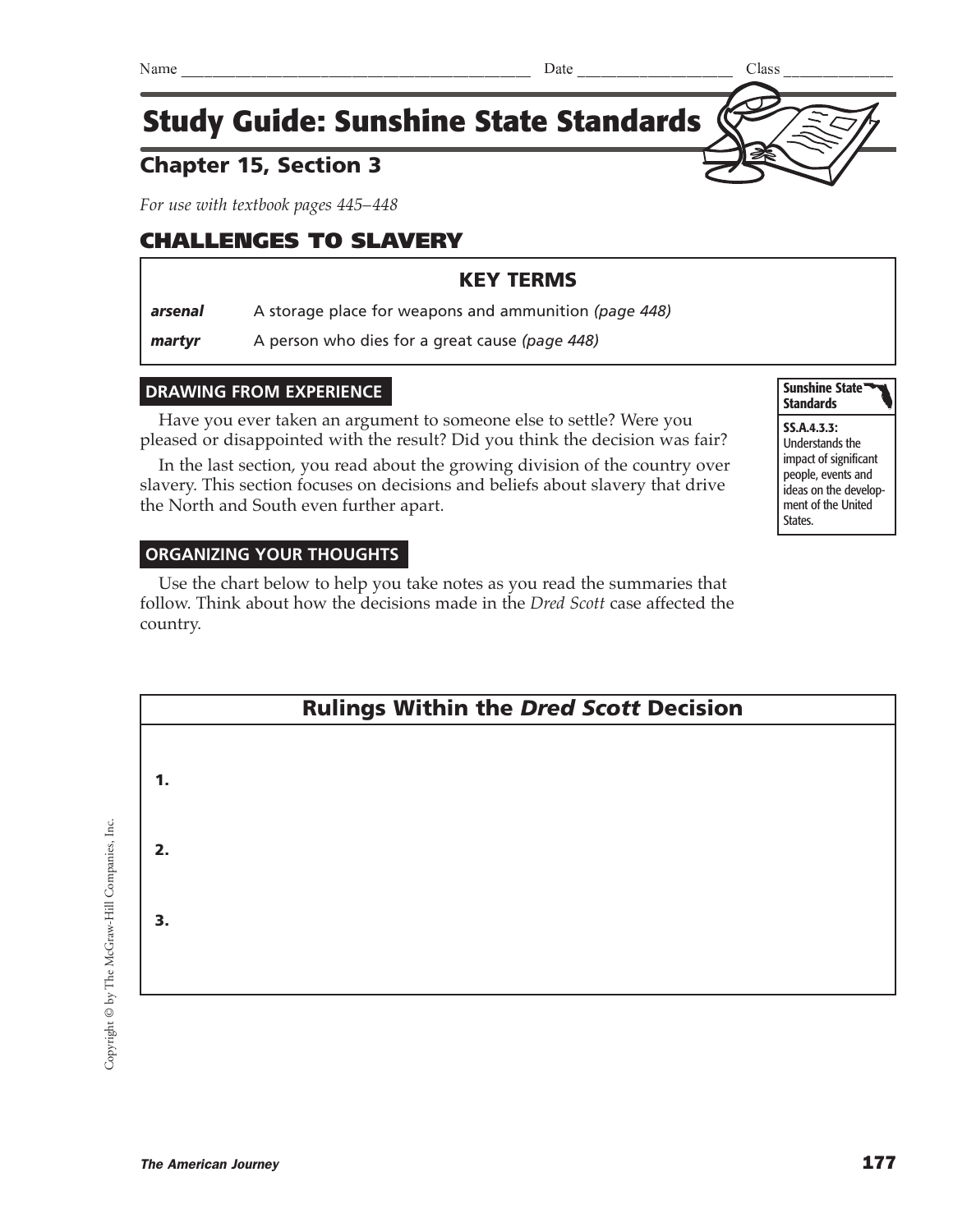Name ______________________________________ Date ___________________ Class ______________

# Study Guide: Sunshine State Standards

## Chapter 15, Section 3

*For use with textbook pages 445–448*

## CHALLENGES TO SLAVERY

| KEY TERMS | |
|---|---|
| ***arsenal*** | A storage place for weapons and ammunition *(page 448)* |
| ***martyr*** | A person who dies for a great cause *(page 448)* |

### DRAWING FROM EXPERIENCE

Have you ever taken an argument to someone else to settle? Were you pleased or disappointed with the result? Did you think the decision was fair?

In the last section, you read about the growing division of the country over slavery. This section focuses on decisions and beliefs about slavery that drive the North and South even further apart.

**Sunshine State Standards**

**SS.A.4.3.3:** Understands the impact of significant people, events and ideas on the development of the United States.

### ORGANIZING YOUR THOUGHTS

Use the chart below to help you take notes as you read the summaries that follow. Think about how the decisions made in the *Dred Scott* case affected the country.

| Rulings Within the *Dred Scott* Decision |
|---|
| **1.** |
| **2.** |
| **3.** |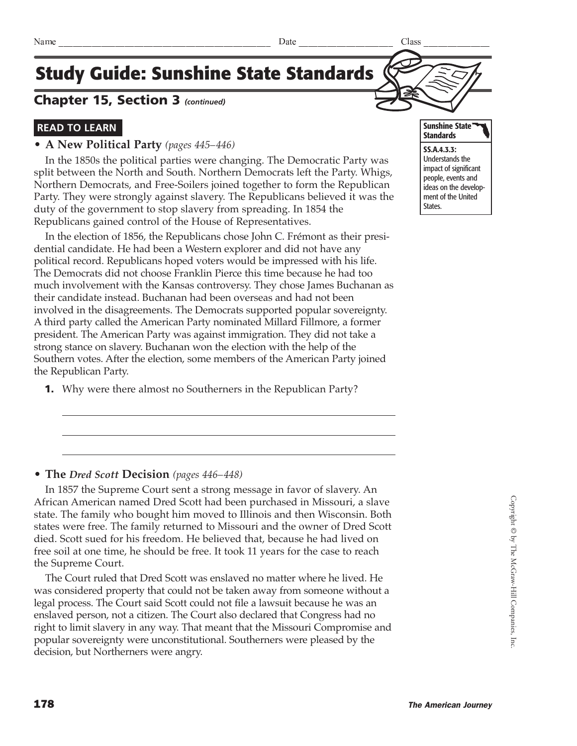Name _______________ Date _______________ Class _______________

# Study Guide: Sunshine State Standards

## Chapter 15, Section 3 *(continued)*

**Sunshine State Standards**

**SS.A.4.3.3:** Understands the impact of significant people, events and ideas on the development of the United States.

### READ TO LEARN

- **A New Political Party** *(pages 445–446)*

In the 1850s the political parties were changing. The Democratic Party was split between the North and South. Northern Democrats left the Party. Whigs, Northern Democrats, and Free-Soilers joined together to form the Republican Party. They were strongly against slavery. The Republicans believed it was the duty of the government to stop slavery from spreading. In 1854 the Republicans gained control of the House of Representatives.

In the election of 1856, the Republicans chose John C. Frémont as their presidential candidate. He had been a Western explorer and did not have any political record. Republicans hoped voters would be impressed with his life. The Democrats did not choose Franklin Pierce this time because he had too much involvement with the Kansas controversy. They chose James Buchanan as their candidate instead. Buchanan had been overseas and had not been involved in the disagreements. The Democrats supported popular sovereignty. A third party called the American Party nominated Millard Fillmore, a former president. The American Party was against immigration. They did not take a strong stance on slavery. Buchanan won the election with the help of the Southern votes. After the election, some members of the American Party joined the Republican Party.

**1.** Why were there almost no Southerners in the Republican Party?

_______________________________________________

_______________________________________________

_______________________________________________

- **The *Dred Scott* Decision** *(pages 446–448)*

In 1857 the Supreme Court sent a strong message in favor of slavery. An African American named Dred Scott had been purchased in Missouri, a slave state. The family who bought him moved to Illinois and then Wisconsin. Both states were free. The family returned to Missouri and the owner of Dred Scott died. Scott sued for his freedom. He believed that, because he had lived on free soil at one time, he should be free. It took 11 years for the case to reach the Supreme Court.

The Court ruled that Dred Scott was enslaved no matter where he lived. He was considered property that could not be taken away from someone without a legal process. The Court said Scott could not file a lawsuit because he was an enslaved person, not a citizen. The Court also declared that Congress had no right to limit slavery in any way. That meant that the Missouri Compromise and popular sovereignty were unconstitutional. Southerners were pleased by the decision, but Northerners were angry.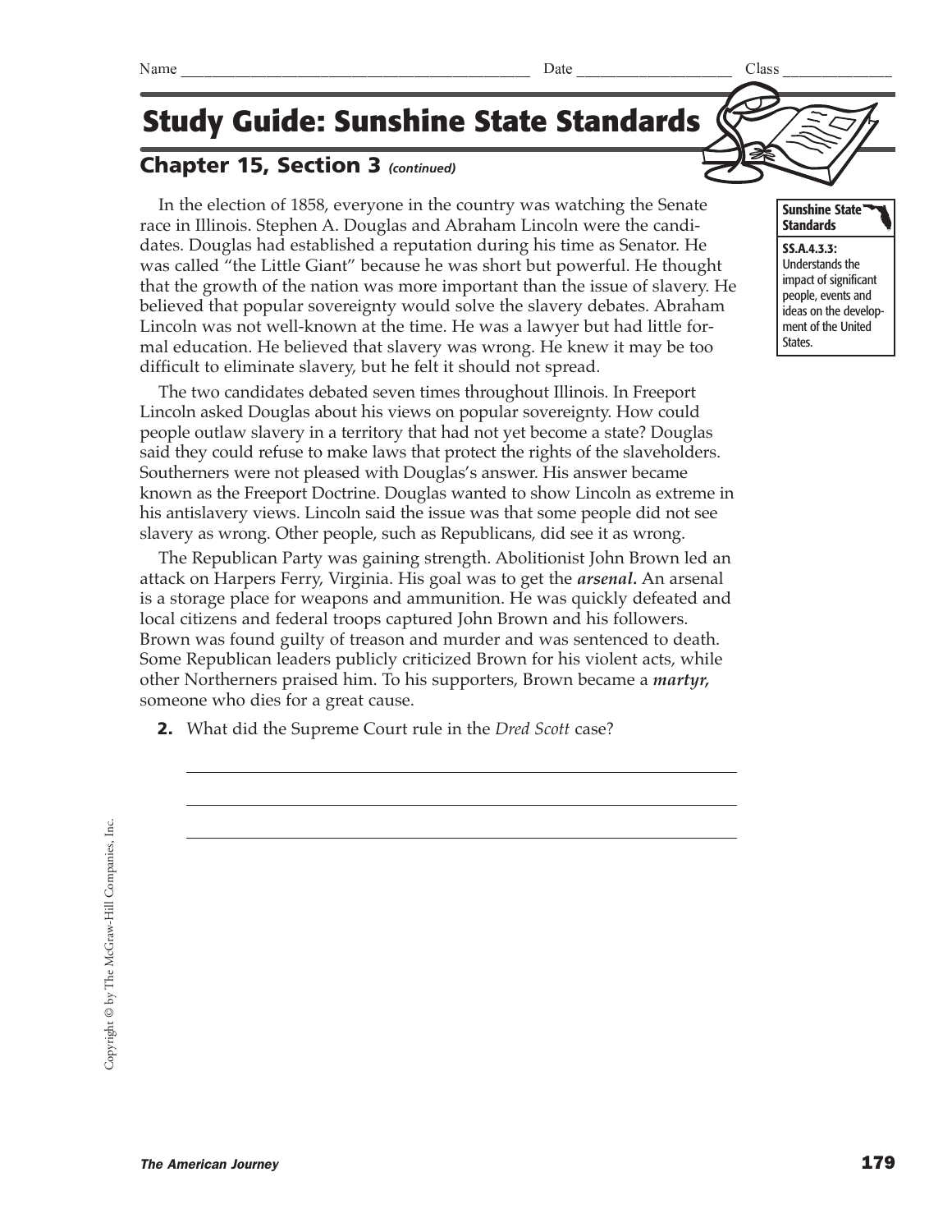Name ______________________________ Date ________________ Class ____________

# Study Guide: Sunshine State Standards

## Chapter 15, Section 3 *(continued)*

**Sunshine State Standards**

**SS.A.4.3.3:** Understands the impact of significant people, events and ideas on the development of the United States.

In the election of 1858, everyone in the country was watching the Senate race in Illinois. Stephen A. Douglas and Abraham Lincoln were the candidates. Douglas had established a reputation during his time as Senator. He was called "the Little Giant" because he was short but powerful. He thought that the growth of the nation was more important than the issue of slavery. He believed that popular sovereignty would solve the slavery debates. Abraham Lincoln was not well-known at the time. He was a lawyer but had little formal education. He believed that slavery was wrong. He knew it may be too difficult to eliminate slavery, but he felt it should not spread.

The two candidates debated seven times throughout Illinois. In Freeport Lincoln asked Douglas about his views on popular sovereignty. How could people outlaw slavery in a territory that had not yet become a state? Douglas said they could refuse to make laws that protect the rights of the slaveholders. Southerners were not pleased with Douglas's answer. His answer became known as the Freeport Doctrine. Douglas wanted to show Lincoln as extreme in his antislavery views. Lincoln said the issue was that some people did not see slavery as wrong. Other people, such as Republicans, did see it as wrong.

The Republican Party was gaining strength. Abolitionist John Brown led an attack on Harpers Ferry, Virginia. His goal was to get the ***arsenal.*** An arsenal is a storage place for weapons and ammunition. He was quickly defeated and local citizens and federal troops captured John Brown and his followers. Brown was found guilty of treason and murder and was sentenced to death. Some Republican leaders publicly criticized Brown for his violent acts, while other Northerners praised him. To his supporters, Brown became a ***martyr,*** someone who dies for a great cause.

**2.** What did the Supreme Court rule in the *Dred Scott* case?

_______________________________________________________________

_______________________________________________________________

_______________________________________________________________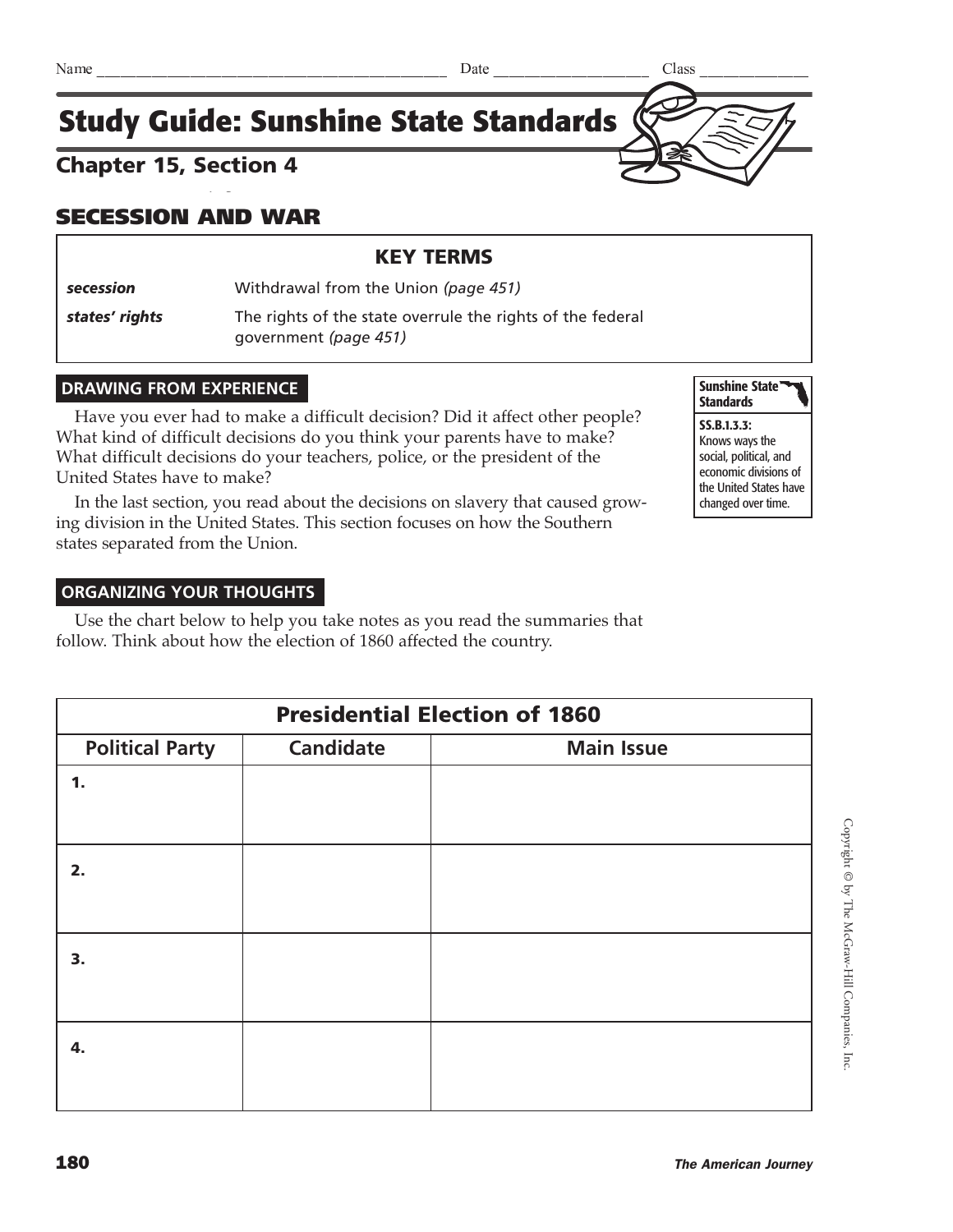Name ______________________________________ Date ____________________ Class ______________

# Study Guide: Sunshine State Standards

## Chapter 15, Section 4

## SECESSION AND WAR

| KEY TERMS | |
|---|---|
| ***secession*** | Withdrawal from the Union *(page 451)* |
| ***states' rights*** | The rights of the state overrule the rights of the federal government *(page 451)* |

**Sunshine State Standards**

**SS.B.1.3.3:** Knows ways the social, political, and economic divisions of the United States have changed over time.

### DRAWING FROM EXPERIENCE

Have you ever had to make a difficult decision? Did it affect other people? What kind of difficult decisions do you think your parents have to make? What difficult decisions do your teachers, police, or the president of the United States have to make?

In the last section, you read about the decisions on slavery that caused growing division in the United States. This section focuses on how the Southern states separated from the Union.

### ORGANIZING YOUR THOUGHTS

Use the chart below to help you take notes as you read the summaries that follow. Think about how the election of 1860 affected the country.

| Presidential Election of 1860 | | |
|---|---|---|
| **Political Party** | **Candidate** | **Main Issue** |
| **1.** | | |
| **2.** | | |
| **3.** | | |
| **4.** | | |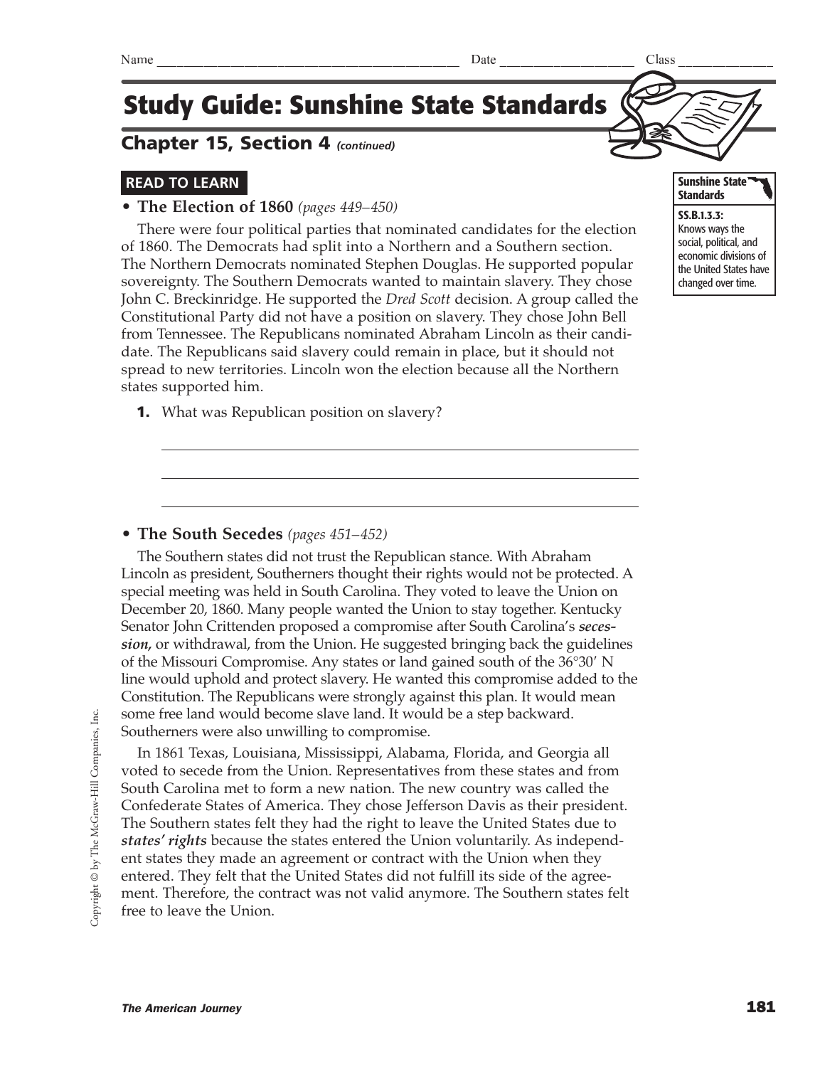Name ________________________________ Date ________________ Class ____________

# Study Guide: Sunshine State Standards

## Chapter 15, Section 4 *(continued)*

**READ TO LEARN**

**Sunshine State Standards**

**SS.B.1.3.3:** Knows ways the social, political, and economic divisions of the United States have changed over time.

- **The Election of 1860** *(pages 449–450)*

There were four political parties that nominated candidates for the election of 1860. The Democrats had split into a Northern and a Southern section. The Northern Democrats nominated Stephen Douglas. He supported popular sovereignty. The Southern Democrats wanted to maintain slavery. They chose John C. Breckinridge. He supported the *Dred Scott* decision. A group called the Constitutional Party did not have a position on slavery. They chose John Bell from Tennessee. The Republicans nominated Abraham Lincoln as their candidate. The Republicans said slavery could remain in place, but it should not spread to new territories. Lincoln won the election because all the Northern states supported him.

**1.** What was Republican position on slavery?

______________________________________________________________

______________________________________________________________

______________________________________________________________

- **The South Secedes** *(pages 451–452)*

The Southern states did not trust the Republican stance. With Abraham Lincoln as president, Southerners thought their rights would not be protected. A special meeting was held in South Carolina. They voted to leave the Union on December 20, 1860. Many people wanted the Union to stay together. Kentucky Senator John Crittenden proposed a compromise after South Carolina's ***secession,*** or withdrawal, from the Union. He suggested bringing back the guidelines of the Missouri Compromise. Any states or land gained south of the 36°30′ N line would uphold and protect slavery. He wanted this compromise added to the Constitution. The Republicans were strongly against this plan. It would mean some free land would become slave land. It would be a step backward. Southerners were also unwilling to compromise.

In 1861 Texas, Louisiana, Mississippi, Alabama, Florida, and Georgia all voted to secede from the Union. Representatives from these states and from South Carolina met to form a new nation. The new country was called the Confederate States of America. They chose Jefferson Davis as their president. The Southern states felt they had the right to leave the United States due to ***states' rights*** because the states entered the Union voluntarily. As independent states they made an agreement or contract with the Union when they entered. They felt that the United States did not fulfill its side of the agreement. Therefore, the contract was not valid anymore. The Southern states felt free to leave the Union.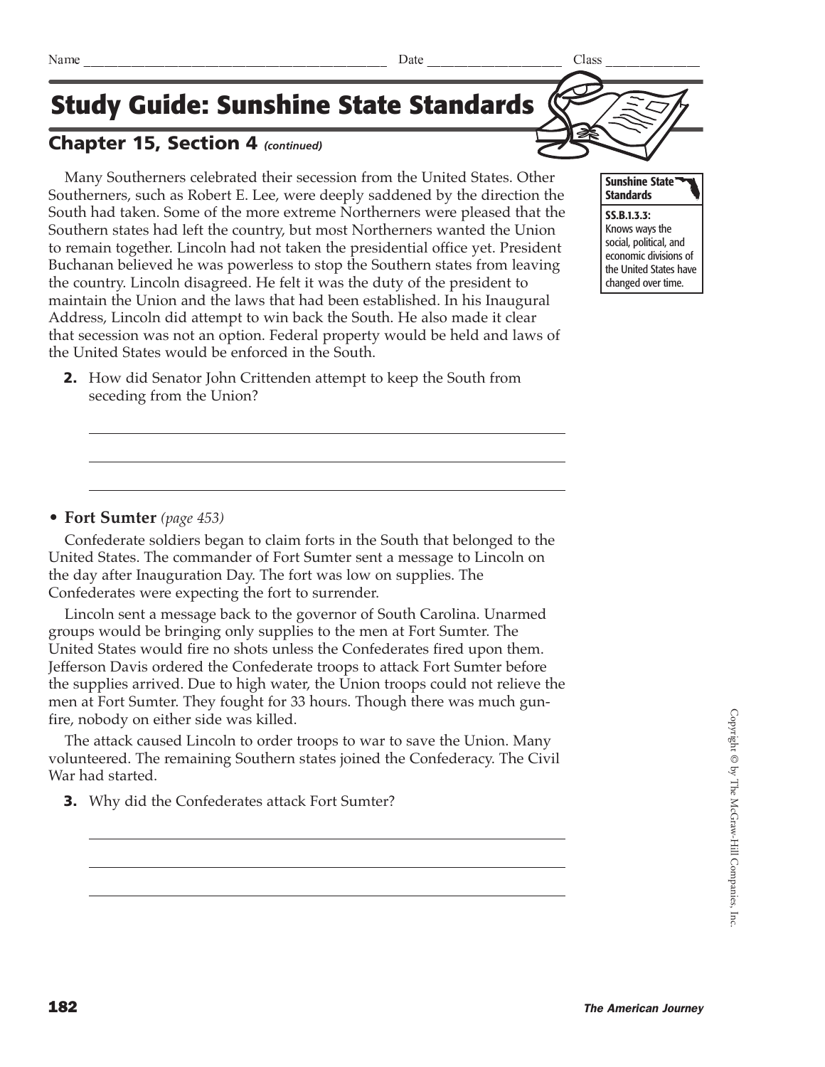Name ____________________ Date ____________ Class __________

# Study Guide: Sunshine State Standards

## Chapter 15, Section 4 *(continued)*

**Sunshine State Standards**

**SS.B.1.3.3:** Knows ways the social, political, and economic divisions of the United States have changed over time.

Many Southerners celebrated their secession from the United States. Other Southerners, such as Robert E. Lee, were deeply saddened by the direction the South had taken. Some of the more extreme Northerners were pleased that the Southern states had left the country, but most Northerners wanted the Union to remain together. Lincoln had not taken the presidential office yet. President Buchanan believed he was powerless to stop the Southern states from leaving the country. Lincoln disagreed. He felt it was the duty of the president to maintain the Union and the laws that had been established. In his Inaugural Address, Lincoln did attempt to win back the South. He also made it clear that secession was not an option. Federal property would be held and laws of the United States would be enforced in the South.

**2.** How did Senator John Crittenden attempt to keep the South from seceding from the Union?

______________________________________________________________

______________________________________________________________

______________________________________________________________

- **Fort Sumter** *(page 453)*

Confederate soldiers began to claim forts in the South that belonged to the United States. The commander of Fort Sumter sent a message to Lincoln on the day after Inauguration Day. The fort was low on supplies. The Confederates were expecting the fort to surrender.

Lincoln sent a message back to the governor of South Carolina. Unarmed groups would be bringing only supplies to the men at Fort Sumter. The United States would fire no shots unless the Confederates fired upon them. Jefferson Davis ordered the Confederate troops to attack Fort Sumter before the supplies arrived. Due to high water, the Union troops could not relieve the men at Fort Sumter. They fought for 33 hours. Though there was much gunfire, nobody on either side was killed.

The attack caused Lincoln to order troops to war to save the Union. Many volunteered. The remaining Southern states joined the Confederacy. The Civil War had started.

**3.** Why did the Confederates attack Fort Sumter?

______________________________________________________________

______________________________________________________________

______________________________________________________________